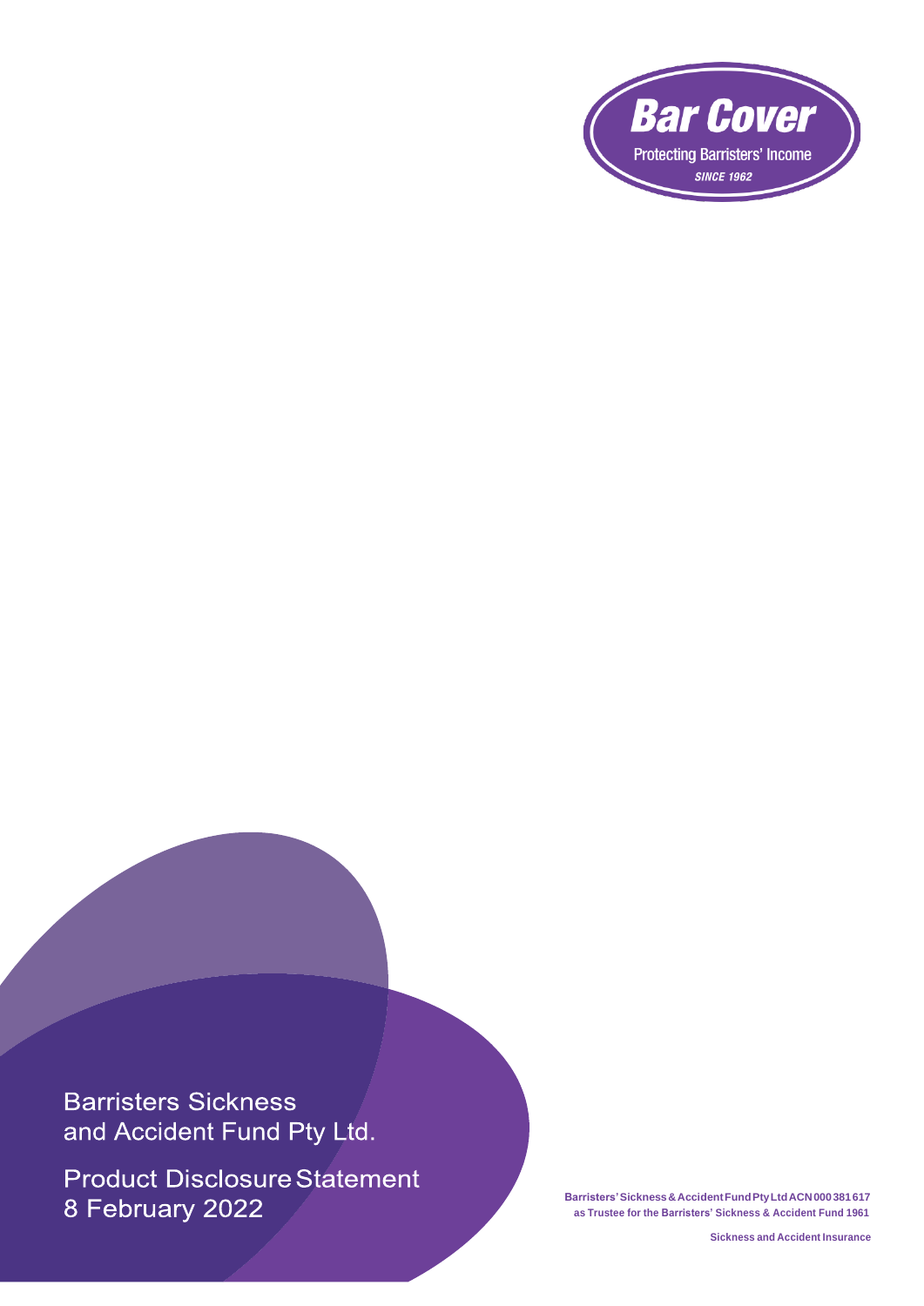Bar Cover

Protecting Barristers' Income

*SINCE 1962*

# Barristers Sickness and Accident Fund Pty Ltd.

## Product Disclosure Statement 8 February 2022

**Barristers' Sickness & Accident Fund Pty Ltd ACN 000 381 617 as Trustee for the Barristers' Sickness & Accident Fund 1961**

**Sickness and Accident Insurance**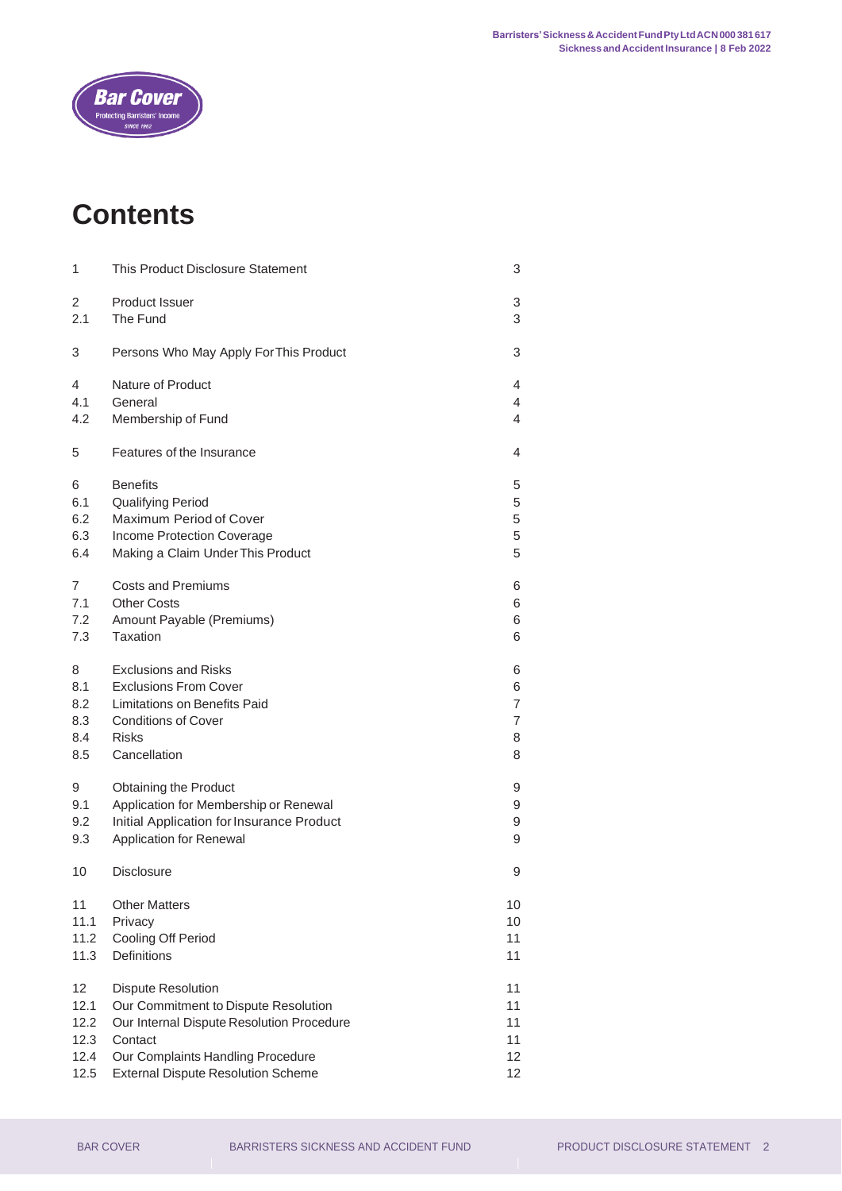# Contents

| | | |
|---|---|---|
| 1 | This Product Disclosure Statement | 3 |
| 2 | Product Issuer | 3 |
| 2.1 | The Fund | 3 |
| 3 | Persons Who May Apply For This Product | 3 |
| 4 | Nature of Product | 4 |
| 4.1 | General | 4 |
| 4.2 | Membership of Fund | 4 |
| 5 | Features of the Insurance | 4 |
| 6 | Benefits | 5 |
| 6.1 | Qualifying Period | 5 |
| 6.2 | Maximum Period of Cover | 5 |
| 6.3 | Income Protection Coverage | 5 |
| 6.4 | Making a Claim Under This Product | 5 |
| 7 | Costs and Premiums | 6 |
| 7.1 | Other Costs | 6 |
| 7.2 | Amount Payable (Premiums) | 6 |
| 7.3 | Taxation | 6 |
| 8 | Exclusions and Risks | 6 |
| 8.1 | Exclusions From Cover | 6 |
| 8.2 | Limitations on Benefits Paid | 7 |
| 8.3 | Conditions of Cover | 7 |
| 8.4 | Risks | 8 |
| 8.5 | Cancellation | 8 |
| 9 | Obtaining the Product | 9 |
| 9.1 | Application for Membership or Renewal | 9 |
| 9.2 | Initial Application for Insurance Product | 9 |
| 9.3 | Application for Renewal | 9 |
| 10 | Disclosure | 9 |
| 11 | Other Matters | 10 |
| 11.1 | Privacy | 10 |
| 11.2 | Cooling Off Period | 11 |
| 11.3 | Definitions | 11 |
| 12 | Dispute Resolution | 11 |
| 12.1 | Our Commitment to Dispute Resolution | 11 |
| 12.2 | Our Internal Dispute Resolution Procedure | 11 |
| 12.3 | Contact | 11 |
| 12.4 | Our Complaints Handling Procedure | 12 |
| 12.5 | External Dispute Resolution Scheme | 12 |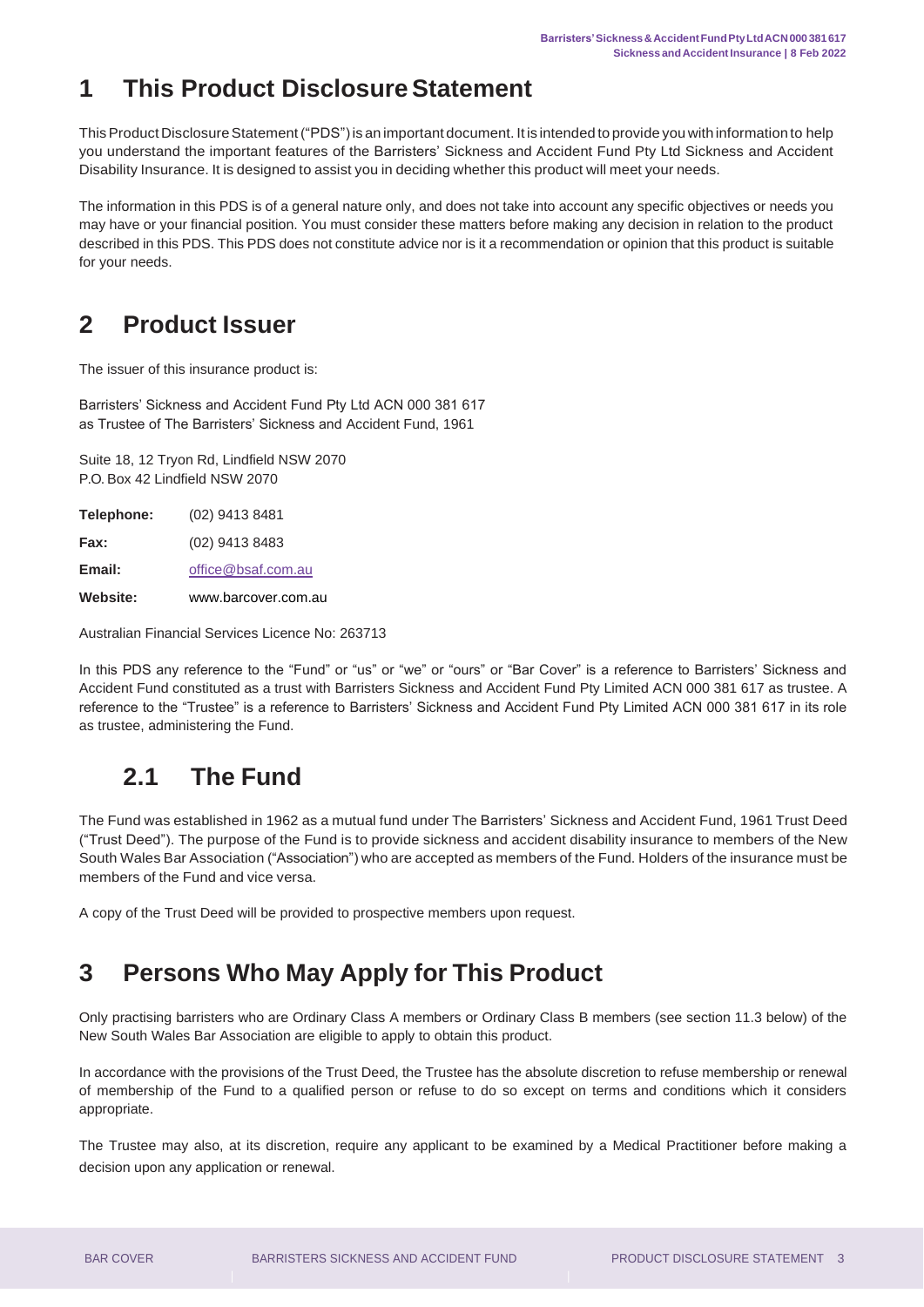# 1 This Product Disclosure Statement

This Product Disclosure Statement ("PDS") is an important document. It is intended to provide you with information to help you understand the important features of the Barristers' Sickness and Accident Fund Pty Ltd Sickness and Accident Disability Insurance. It is designed to assist you in deciding whether this product will meet your needs.

The information in this PDS is of a general nature only, and does not take into account any specific objectives or needs you may have or your financial position. You must consider these matters before making any decision in relation to the product described in this PDS. This PDS does not constitute advice nor is it a recommendation or opinion that this product is suitable for your needs.

# 2 Product Issuer

The issuer of this insurance product is:

Barristers' Sickness and Accident Fund Pty Ltd ACN 000 381 617
as Trustee of The Barristers' Sickness and Accident Fund, 1961

Suite 18, 12 Tryon Rd, Lindfield NSW 2070
P.O. Box 42 Lindfield NSW 2070

| | |
|---|---|
| **Telephone:** | (02) 9413 8481 |
| **Fax:** | (02) 9413 8483 |
| **Email:** | office@bsaf.com.au |
| **Website:** | www.barcover.com.au |

Australian Financial Services Licence No: 263713

In this PDS any reference to the "Fund" or "us" or "we" or "ours" or "Bar Cover" is a reference to Barristers' Sickness and Accident Fund constituted as a trust with Barristers Sickness and Accident Fund Pty Limited ACN 000 381 617 as trustee. A reference to the "Trustee" is a reference to Barristers' Sickness and Accident Fund Pty Limited ACN 000 381 617 in its role as trustee, administering the Fund.

## 2.1 The Fund

The Fund was established in 1962 as a mutual fund under The Barristers' Sickness and Accident Fund, 1961 Trust Deed ("Trust Deed"). The purpose of the Fund is to provide sickness and accident disability insurance to members of the New South Wales Bar Association ("Association") who are accepted as members of the Fund. Holders of the insurance must be members of the Fund and vice versa.

A copy of the Trust Deed will be provided to prospective members upon request.

# 3 Persons Who May Apply for This Product

Only practising barristers who are Ordinary Class A members or Ordinary Class B members (see section 11.3 below) of the New South Wales Bar Association are eligible to apply to obtain this product.

In accordance with the provisions of the Trust Deed, the Trustee has the absolute discretion to refuse membership or renewal of membership of the Fund to a qualified person or refuse to do so except on terms and conditions which it considers appropriate.

The Trustee may also, at its discretion, require any applicant to be examined by a Medical Practitioner before making a decision upon any application or renewal.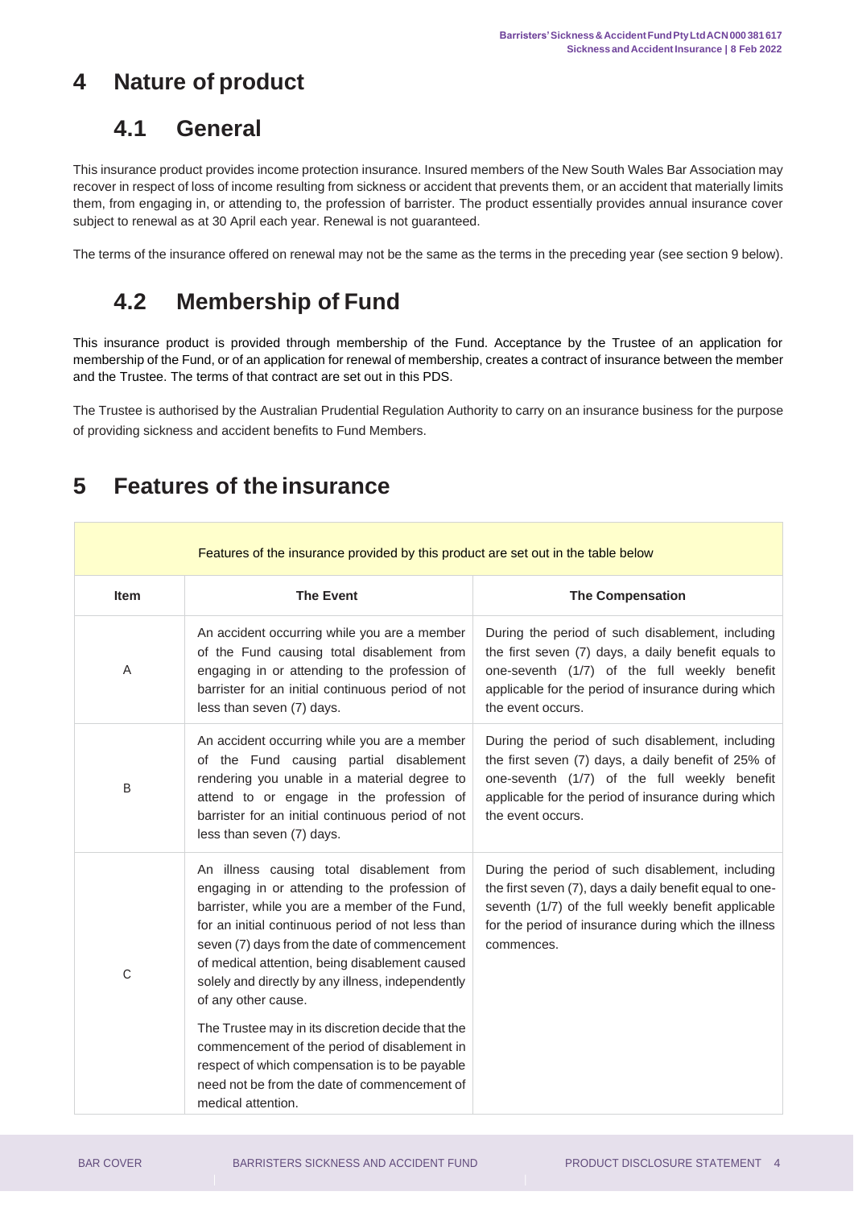# 4 Nature of product

## 4.1 General

This insurance product provides income protection insurance. Insured members of the New South Wales Bar Association may recover in respect of loss of income resulting from sickness or accident that prevents them, or an accident that materially limits them, from engaging in, or attending to, the profession of barrister. The product essentially provides annual insurance cover subject to renewal as at 30 April each year. Renewal is not guaranteed.

The terms of the insurance offered on renewal may not be the same as the terms in the preceding year (see section 9 below).

## 4.2 Membership of Fund

This insurance product is provided through membership of the Fund. Acceptance by the Trustee of an application for membership of the Fund, or of an application for renewal of membership, creates a contract of insurance between the member and the Trustee. The terms of that contract are set out in this PDS.

The Trustee is authorised by the Australian Prudential Regulation Authority to carry on an insurance business for the purpose of providing sickness and accident benefits to Fund Members.

# 5 Features of the insurance

Features of the insurance provided by this product are set out in the table below

| Item | The Event | The Compensation |
|---|---|---|
| A | An accident occurring while you are a member of the Fund causing total disablement from engaging in or attending to the profession of barrister for an initial continuous period of not less than seven (7) days. | During the period of such disablement, including the first seven (7) days, a daily benefit equals to one-seventh (1/7) of the full weekly benefit applicable for the period of insurance during which the event occurs. |
| B | An accident occurring while you are a member of the Fund causing partial disablement rendering you unable in a material degree to attend to or engage in the profession of barrister for an initial continuous period of not less than seven (7) days. | During the period of such disablement, including the first seven (7) days, a daily benefit of 25% of one-seventh (1/7) of the full weekly benefit applicable for the period of insurance during which the event occurs. |
| C | An illness causing total disablement from engaging in or attending to the profession of barrister, while you are a member of the Fund, for an initial continuous period of not less than seven (7) days from the date of commencement of medical attention, being disablement caused solely and directly by any illness, independently of any other cause.<br><br>The Trustee may in its discretion decide that the commencement of the period of disablement in respect of which compensation is to be payable need not be from the date of commencement of medical attention. | During the period of such disablement, including the first seven (7), days a daily benefit equal to one-seventh (1/7) of the full weekly benefit applicable for the period of insurance during which the illness commences. |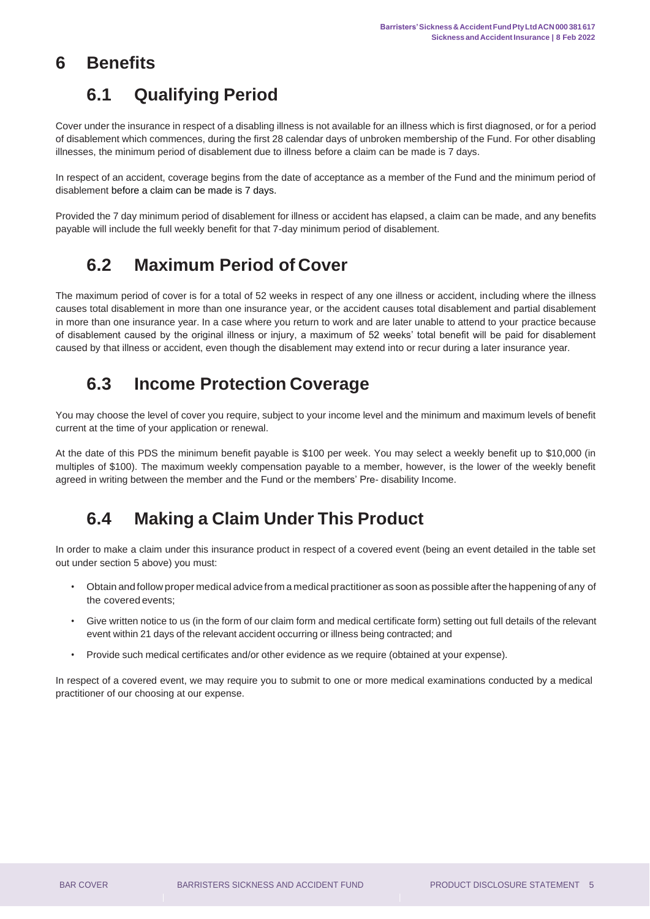# 6 Benefits

## 6.1 Qualifying Period

Cover under the insurance in respect of a disabling illness is not available for an illness which is first diagnosed, or for a period of disablement which commences, during the first 28 calendar days of unbroken membership of the Fund. For other disabling illnesses, the minimum period of disablement due to illness before a claim can be made is 7 days.

In respect of an accident, coverage begins from the date of acceptance as a member of the Fund and the minimum period of disablement before a claim can be made is 7 days.

Provided the 7 day minimum period of disablement for illness or accident has elapsed, a claim can be made, and any benefits payable will include the full weekly benefit for that 7-day minimum period of disablement.

## 6.2 Maximum Period of Cover

The maximum period of cover is for a total of 52 weeks in respect of any one illness or accident, including where the illness causes total disablement in more than one insurance year, or the accident causes total disablement and partial disablement in more than one insurance year. In a case where you return to work and are later unable to attend to your practice because of disablement caused by the original illness or injury, a maximum of 52 weeks' total benefit will be paid for disablement caused by that illness or accident, even though the disablement may extend into or recur during a later insurance year.

## 6.3 Income Protection Coverage

You may choose the level of cover you require, subject to your income level and the minimum and maximum levels of benefit current at the time of your application or renewal.

At the date of this PDS the minimum benefit payable is $100 per week. You may select a weekly benefit up to $10,000 (in multiples of $100). The maximum weekly compensation payable to a member, however, is the lower of the weekly benefit agreed in writing between the member and the Fund or the members' Pre- disability Income.

## 6.4 Making a Claim Under This Product

In order to make a claim under this insurance product in respect of a covered event (being an event detailed in the table set out under section 5 above) you must:

- Obtain and follow proper medical advice from a medical practitioner as soon as possible after the happening of any of the covered events;
- Give written notice to us (in the form of our claim form and medical certificate form) setting out full details of the relevant event within 21 days of the relevant accident occurring or illness being contracted; and
- Provide such medical certificates and/or other evidence as we require (obtained at your expense).

In respect of a covered event, we may require you to submit to one or more medical examinations conducted by a medical practitioner of our choosing at our expense.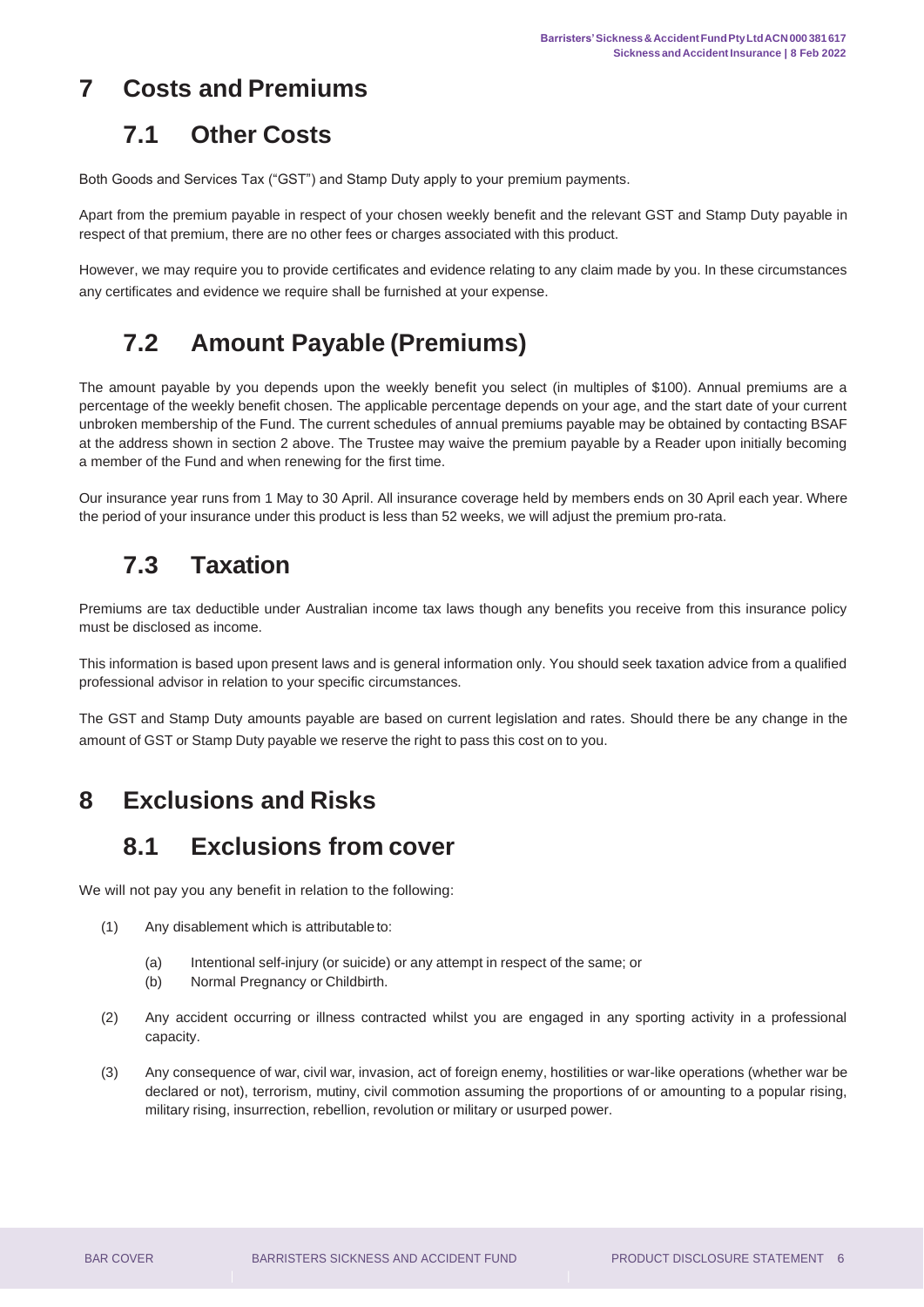# 7 Costs and Premiums

## 7.1 Other Costs

Both Goods and Services Tax ("GST") and Stamp Duty apply to your premium payments.

Apart from the premium payable in respect of your chosen weekly benefit and the relevant GST and Stamp Duty payable in respect of that premium, there are no other fees or charges associated with this product.

However, we may require you to provide certificates and evidence relating to any claim made by you. In these circumstances any certificates and evidence we require shall be furnished at your expense.

## 7.2 Amount Payable (Premiums)

The amount payable by you depends upon the weekly benefit you select (in multiples of $100). Annual premiums are a percentage of the weekly benefit chosen. The applicable percentage depends on your age, and the start date of your current unbroken membership of the Fund. The current schedules of annual premiums payable may be obtained by contacting BSAF at the address shown in section 2 above. The Trustee may waive the premium payable by a Reader upon initially becoming a member of the Fund and when renewing for the first time.

Our insurance year runs from 1 May to 30 April. All insurance coverage held by members ends on 30 April each year. Where the period of your insurance under this product is less than 52 weeks, we will adjust the premium pro-rata.

## 7.3 Taxation

Premiums are tax deductible under Australian income tax laws though any benefits you receive from this insurance policy must be disclosed as income.

This information is based upon present laws and is general information only. You should seek taxation advice from a qualified professional advisor in relation to your specific circumstances.

The GST and Stamp Duty amounts payable are based on current legislation and rates. Should there be any change in the amount of GST or Stamp Duty payable we reserve the right to pass this cost on to you.

# 8 Exclusions and Risks

## 8.1 Exclusions from cover

We will not pay you any benefit in relation to the following:

(1) Any disablement which is attributable to:

  (a) Intentional self-injury (or suicide) or any attempt in respect of the same; or

  (b) Normal Pregnancy or Childbirth.

(2) Any accident occurring or illness contracted whilst you are engaged in any sporting activity in a professional capacity.

(3) Any consequence of war, civil war, invasion, act of foreign enemy, hostilities or war-like operations (whether war be declared or not), terrorism, mutiny, civil commotion assuming the proportions of or amounting to a popular rising, military rising, insurrection, rebellion, revolution or military or usurped power.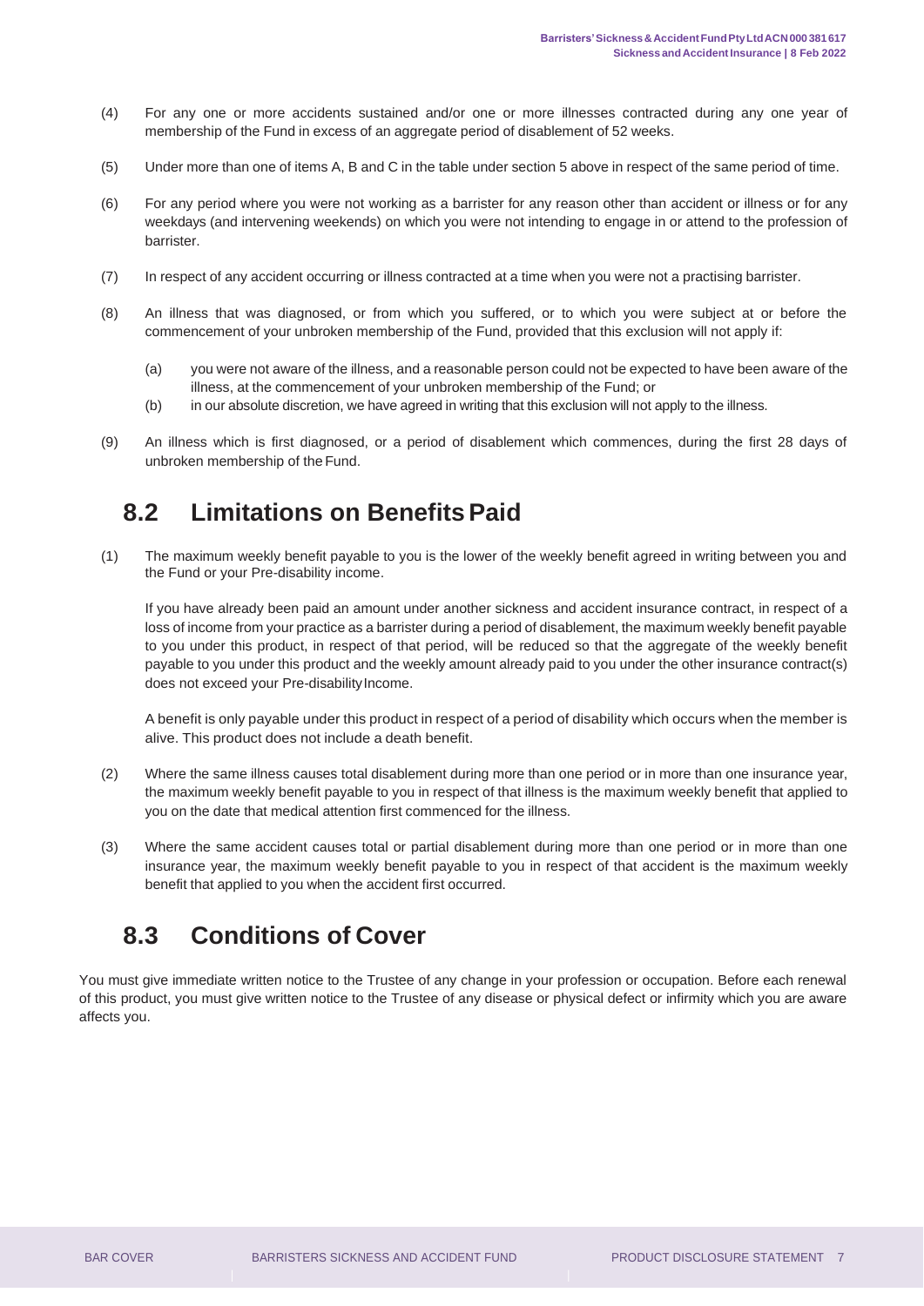(4) For any one or more accidents sustained and/or one or more illnesses contracted during any one year of membership of the Fund in excess of an aggregate period of disablement of 52 weeks.

(5) Under more than one of items A, B and C in the table under section 5 above in respect of the same period of time.

(6) For any period where you were not working as a barrister for any reason other than accident or illness or for any weekdays (and intervening weekends) on which you were not intending to engage in or attend to the profession of barrister.

(7) In respect of any accident occurring or illness contracted at a time when you were not a practising barrister.

(8) An illness that was diagnosed, or from which you suffered, or to which you were subject at or before the commencement of your unbroken membership of the Fund, provided that this exclusion will not apply if:

   (a) you were not aware of the illness, and a reasonable person could not be expected to have been aware of the illness, at the commencement of your unbroken membership of the Fund; or
   (b) in our absolute discretion, we have agreed in writing that this exclusion will not apply to the illness.

(9) An illness which is first diagnosed, or a period of disablement which commences, during the first 28 days of unbroken membership of the Fund.

## 8.2 Limitations on Benefits Paid

(1) The maximum weekly benefit payable to you is the lower of the weekly benefit agreed in writing between you and the Fund or your Pre-disability income.

If you have already been paid an amount under another sickness and accident insurance contract, in respect of a loss of income from your practice as a barrister during a period of disablement, the maximum weekly benefit payable to you under this product, in respect of that period, will be reduced so that the aggregate of the weekly benefit payable to you under this product and the weekly amount already paid to you under the other insurance contract(s) does not exceed your Pre-disability Income.

A benefit is only payable under this product in respect of a period of disability which occurs when the member is alive. This product does not include a death benefit.

(2) Where the same illness causes total disablement during more than one period or in more than one insurance year, the maximum weekly benefit payable to you in respect of that illness is the maximum weekly benefit that applied to you on the date that medical attention first commenced for the illness.

(3) Where the same accident causes total or partial disablement during more than one period or in more than one insurance year, the maximum weekly benefit payable to you in respect of that accident is the maximum weekly benefit that applied to you when the accident first occurred.

## 8.3 Conditions of Cover

You must give immediate written notice to the Trustee of any change in your profession or occupation. Before each renewal of this product, you must give written notice to the Trustee of any disease or physical defect or infirmity which you are aware affects you.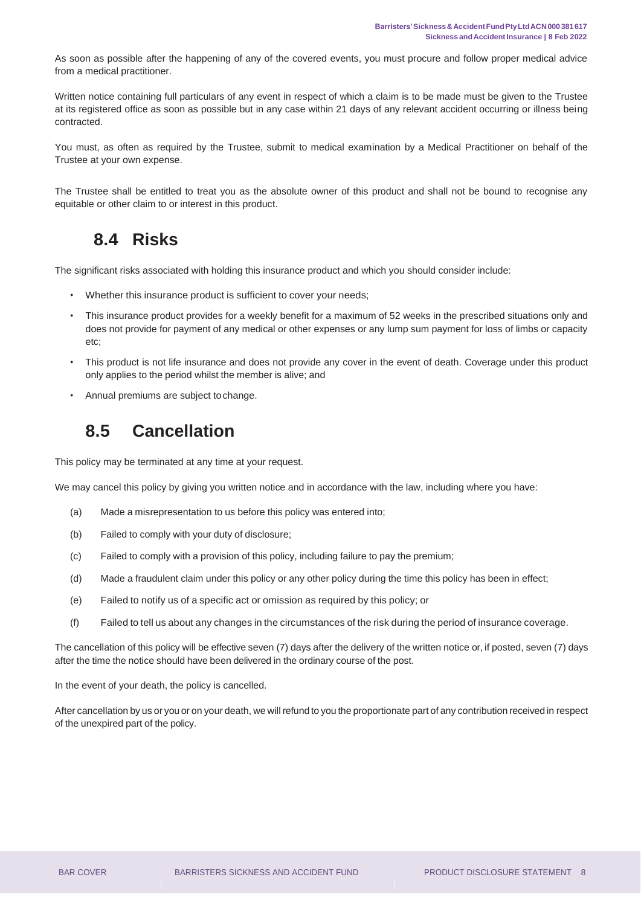As soon as possible after the happening of any of the covered events, you must procure and follow proper medical advice from a medical practitioner.

Written notice containing full particulars of any event in respect of which a claim is to be made must be given to the Trustee at its registered office as soon as possible but in any case within 21 days of any relevant accident occurring or illness being contracted.

You must, as often as required by the Trustee, submit to medical examination by a Medical Practitioner on behalf of the Trustee at your own expense.

The Trustee shall be entitled to treat you as the absolute owner of this product and shall not be bound to recognise any equitable or other claim to or interest in this product.

## 8.4 Risks

The significant risks associated with holding this insurance product and which you should consider include:

- Whether this insurance product is sufficient to cover your needs;
- This insurance product provides for a weekly benefit for a maximum of 52 weeks in the prescribed situations only and does not provide for payment of any medical or other expenses or any lump sum payment for loss of limbs or capacity etc;
- This product is not life insurance and does not provide any cover in the event of death. Coverage under this product only applies to the period whilst the member is alive; and
- Annual premiums are subject to change.

## 8.5 Cancellation

This policy may be terminated at any time at your request.

We may cancel this policy by giving you written notice and in accordance with the law, including where you have:

(a) Made a misrepresentation to us before this policy was entered into;

(b) Failed to comply with your duty of disclosure;

(c) Failed to comply with a provision of this policy, including failure to pay the premium;

(d) Made a fraudulent claim under this policy or any other policy during the time this policy has been in effect;

(e) Failed to notify us of a specific act or omission as required by this policy; or

(f) Failed to tell us about any changes in the circumstances of the risk during the period of insurance coverage.

The cancellation of this policy will be effective seven (7) days after the delivery of the written notice or, if posted, seven (7) days after the time the notice should have been delivered in the ordinary course of the post.

In the event of your death, the policy is cancelled.

After cancellation by us or you or on your death, we will refund to you the proportionate part of any contribution received in respect of the unexpired part of the policy.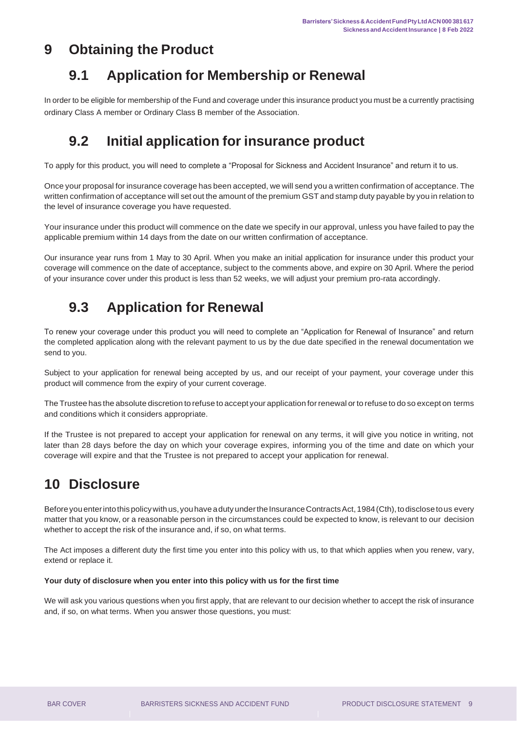# 9 Obtaining the Product

## 9.1 Application for Membership or Renewal

In order to be eligible for membership of the Fund and coverage under this insurance product you must be a currently practising ordinary Class A member or Ordinary Class B member of the Association.

## 9.2 Initial application for insurance product

To apply for this product, you will need to complete a "Proposal for Sickness and Accident Insurance" and return it to us.

Once your proposal for insurance coverage has been accepted, we will send you a written confirmation of acceptance. The written confirmation of acceptance will set out the amount of the premium GST and stamp duty payable by you in relation to the level of insurance coverage you have requested.

Your insurance under this product will commence on the date we specify in our approval, unless you have failed to pay the applicable premium within 14 days from the date on our written confirmation of acceptance.

Our insurance year runs from 1 May to 30 April. When you make an initial application for insurance under this product your coverage will commence on the date of acceptance, subject to the comments above, and expire on 30 April. Where the period of your insurance cover under this product is less than 52 weeks, we will adjust your premium pro-rata accordingly.

## 9.3 Application for Renewal

To renew your coverage under this product you will need to complete an "Application for Renewal of Insurance" and return the completed application along with the relevant payment to us by the due date specified in the renewal documentation we send to you.

Subject to your application for renewal being accepted by us, and our receipt of your payment, your coverage under this product will commence from the expiry of your current coverage.

The Trustee has the absolute discretion to refuse to accept your application for renewal or to refuse to do so except on terms and conditions which it considers appropriate.

If the Trustee is not prepared to accept your application for renewal on any terms, it will give you notice in writing, not later than 28 days before the day on which your coverage expires, informing you of the time and date on which your coverage will expire and that the Trustee is not prepared to accept your application for renewal.

# 10 Disclosure

Before you enter into this policy with us, you have a duty under the Insurance Contracts Act, 1984 (Cth), to disclose to us every matter that you know, or a reasonable person in the circumstances could be expected to know, is relevant to our decision whether to accept the risk of the insurance and, if so, on what terms.

The Act imposes a different duty the first time you enter into this policy with us, to that which applies when you renew, vary, extend or replace it.

**Your duty of disclosure when you enter into this policy with us for the first time**

We will ask you various questions when you first apply, that are relevant to our decision whether to accept the risk of insurance and, if so, on what terms. When you answer those questions, you must: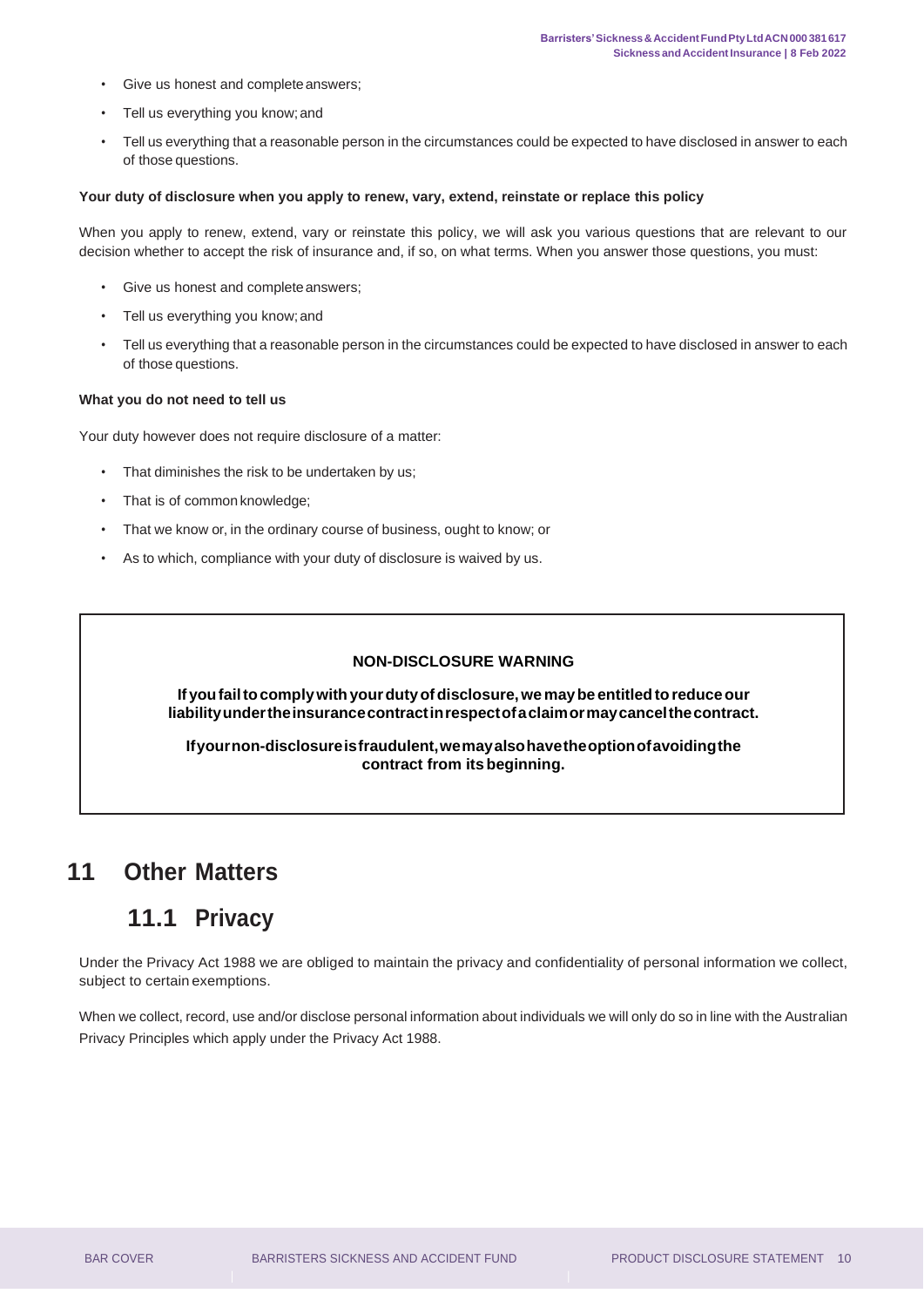- Give us honest and complete answers;
- Tell us everything you know; and
- Tell us everything that a reasonable person in the circumstances could be expected to have disclosed in answer to each of those questions.

**Your duty of disclosure when you apply to renew, vary, extend, reinstate or replace this policy**

When you apply to renew, extend, vary or reinstate this policy, we will ask you various questions that are relevant to our decision whether to accept the risk of insurance and, if so, on what terms. When you answer those questions, you must:

- Give us honest and complete answers;
- Tell us everything you know; and
- Tell us everything that a reasonable person in the circumstances could be expected to have disclosed in answer to each of those questions.

**What you do not need to tell us**

Your duty however does not require disclosure of a matter:

- That diminishes the risk to be undertaken by us;
- That is of common knowledge;
- That we know or, in the ordinary course of business, ought to know; or
- As to which, compliance with your duty of disclosure is waived by us.

**NON-DISCLOSURE WARNING**

**If you fail to comply with your duty of disclosure, we may be entitled to reduce our liability under the insurance contract in respect of a claim or may cancel the contract.**

**If your non-disclosure is fraudulent, we may also have the option of avoiding the contract from its beginning.**

# 11 Other Matters

## 11.1 Privacy

Under the Privacy Act 1988 we are obliged to maintain the privacy and confidentiality of personal information we collect, subject to certain exemptions.

When we collect, record, use and/or disclose personal information about individuals we will only do so in line with the Australian Privacy Principles which apply under the Privacy Act 1988.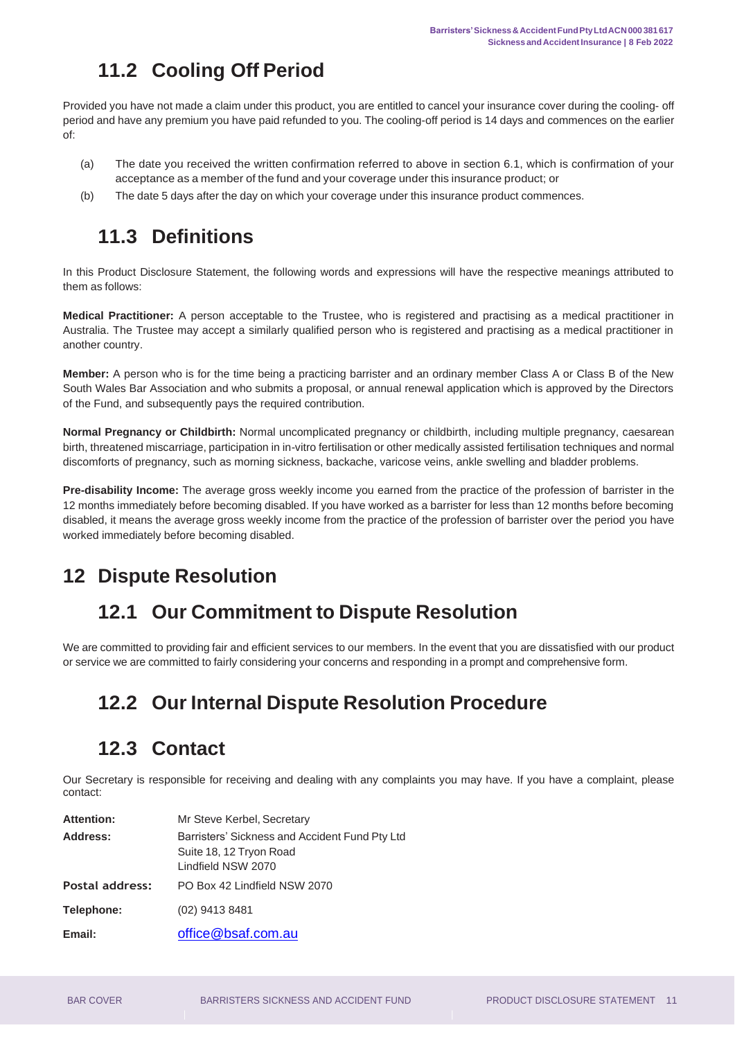## 11.2 Cooling Off Period

Provided you have not made a claim under this product, you are entitled to cancel your insurance cover during the cooling- off period and have any premium you have paid refunded to you. The cooling-off period is 14 days and commences on the earlier of:

(a) The date you received the written confirmation referred to above in section 6.1, which is confirmation of your acceptance as a member of the fund and your coverage under this insurance product; or

(b) The date 5 days after the day on which your coverage under this insurance product commences.

## 11.3 Definitions

In this Product Disclosure Statement, the following words and expressions will have the respective meanings attributed to them as follows:

**Medical Practitioner:** A person acceptable to the Trustee, who is registered and practising as a medical practitioner in Australia. The Trustee may accept a similarly qualified person who is registered and practising as a medical practitioner in another country.

**Member:** A person who is for the time being a practicing barrister and an ordinary member Class A or Class B of the New South Wales Bar Association and who submits a proposal, or annual renewal application which is approved by the Directors of the Fund, and subsequently pays the required contribution.

**Normal Pregnancy or Childbirth:** Normal uncomplicated pregnancy or childbirth, including multiple pregnancy, caesarean birth, threatened miscarriage, participation in in-vitro fertilisation or other medically assisted fertilisation techniques and normal discomforts of pregnancy, such as morning sickness, backache, varicose veins, ankle swelling and bladder problems.

**Pre-disability Income:** The average gross weekly income you earned from the practice of the profession of barrister in the 12 months immediately before becoming disabled. If you have worked as a barrister for less than 12 months before becoming disabled, it means the average gross weekly income from the practice of the profession of barrister over the period you have worked immediately before becoming disabled.

# 12 Dispute Resolution

## 12.1 Our Commitment to Dispute Resolution

We are committed to providing fair and efficient services to our members. In the event that you are dissatisfied with our product or service we are committed to fairly considering your concerns and responding in a prompt and comprehensive form.

## 12.2 Our Internal Dispute Resolution Procedure

## 12.3 Contact

Our Secretary is responsible for receiving and dealing with any complaints you may have. If you have a complaint, please contact:

| | |
|---|---|
| **Attention:** | Mr Steve Kerbel, Secretary |
| **Address:** | Barristers' Sickness and Accident Fund Pty Ltd<br>Suite 18, 12 Tryon Road<br>Lindfield NSW 2070 |
| **Postal address:** | PO Box 42 Lindfield NSW 2070 |
| **Telephone:** | (02) 9413 8481 |
| **Email:** | office@bsaf.com.au |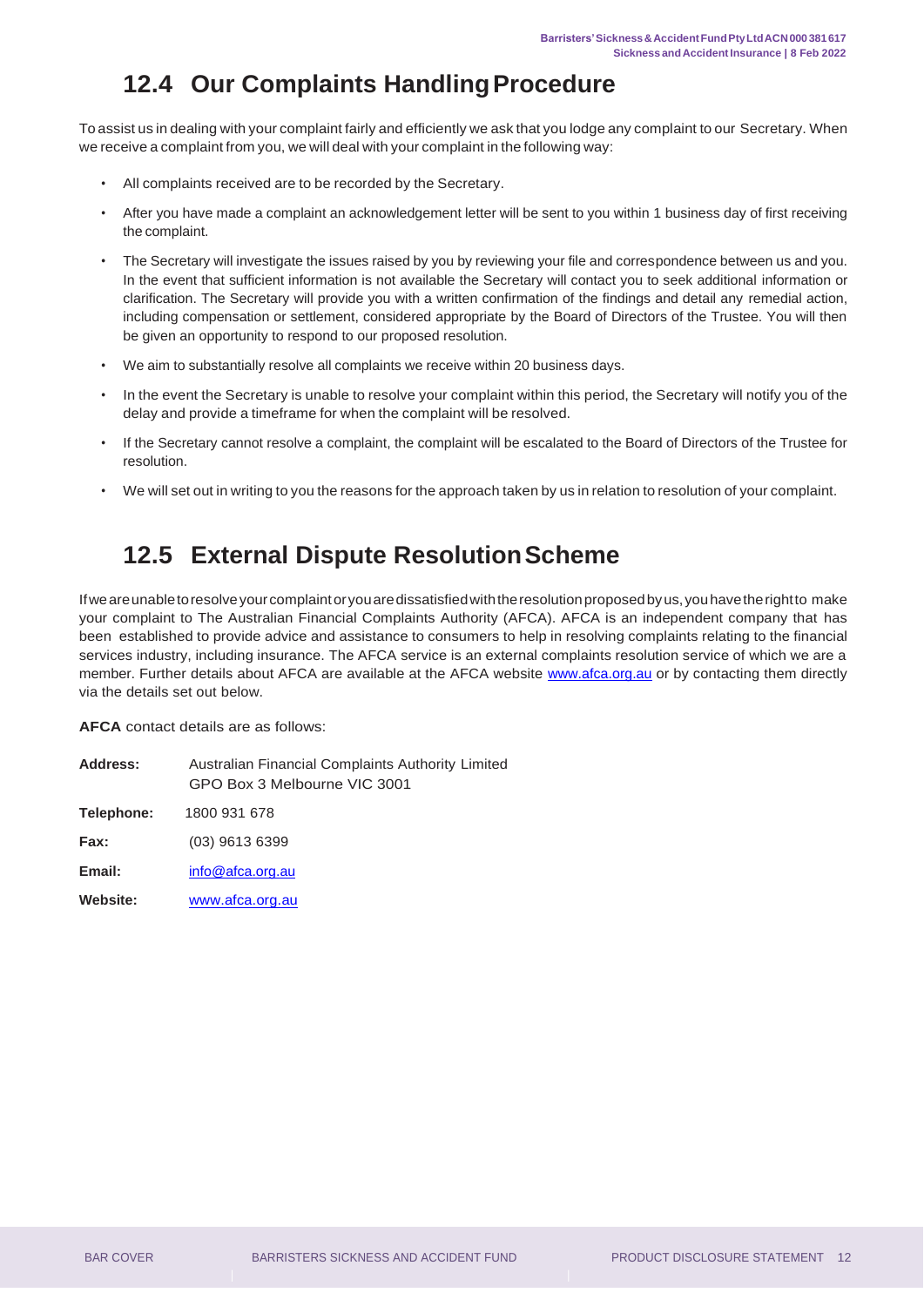## 12.4 Our Complaints Handling Procedure

To assist us in dealing with your complaint fairly and efficiently we ask that you lodge any complaint to our Secretary. When we receive a complaint from you, we will deal with your complaint in the following way:

- All complaints received are to be recorded by the Secretary.
- After you have made a complaint an acknowledgement letter will be sent to you within 1 business day of first receiving the complaint.
- The Secretary will investigate the issues raised by you by reviewing your file and correspondence between us and you. In the event that sufficient information is not available the Secretary will contact you to seek additional information or clarification. The Secretary will provide you with a written confirmation of the findings and detail any remedial action, including compensation or settlement, considered appropriate by the Board of Directors of the Trustee. You will then be given an opportunity to respond to our proposed resolution.
- We aim to substantially resolve all complaints we receive within 20 business days.
- In the event the Secretary is unable to resolve your complaint within this period, the Secretary will notify you of the delay and provide a timeframe for when the complaint will be resolved.
- If the Secretary cannot resolve a complaint, the complaint will be escalated to the Board of Directors of the Trustee for resolution.
- We will set out in writing to you the reasons for the approach taken by us in relation to resolution of your complaint.

## 12.5 External Dispute Resolution Scheme

If we are unable to resolve your complaint or you are dissatisfied with the resolution proposed by us, you have the right to make your complaint to The Australian Financial Complaints Authority (AFCA). AFCA is an independent company that has been established to provide advice and assistance to consumers to help in resolving complaints relating to the financial services industry, including insurance. The AFCA service is an external complaints resolution service of which we are a member. Further details about AFCA are available at the AFCA website www.afca.org.au or by contacting them directly via the details set out below.

**AFCA** contact details are as follows:

| | |
|---|---|
| **Address:** | Australian Financial Complaints Authority Limited<br>GPO Box 3 Melbourne VIC 3001 |
| **Telephone:** | 1800 931 678 |
| **Fax:** | (03) 9613 6399 |
| **Email:** | info@afca.org.au |
| **Website:** | www.afca.org.au |